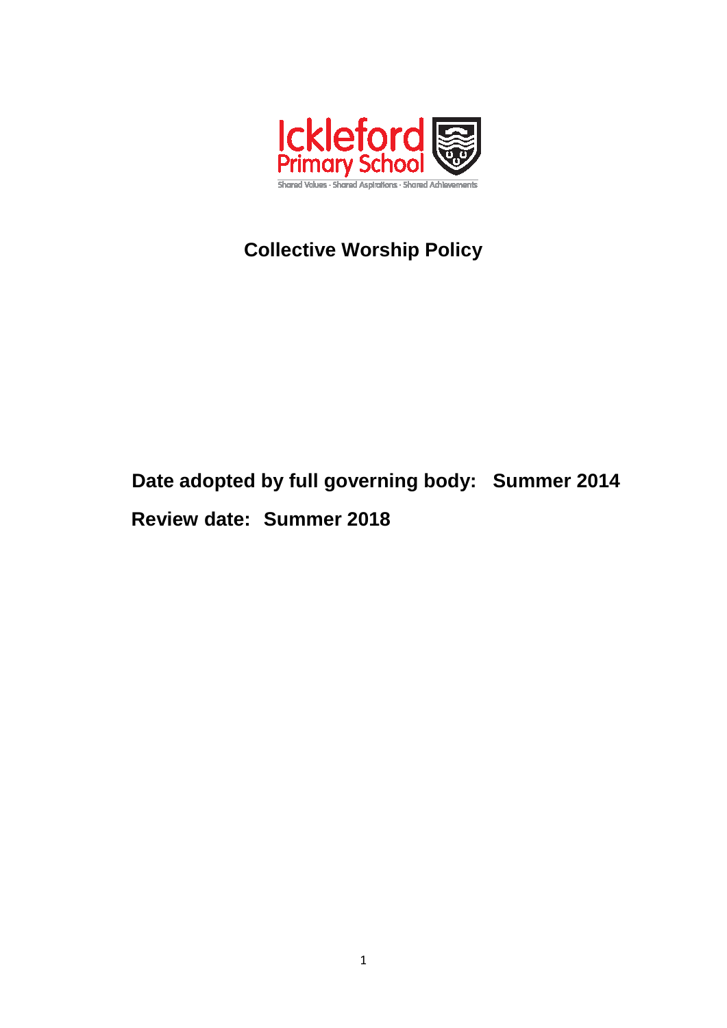Ickleford Primary School

Shared Values · Shared Aspirations · Shared Achievements

# Collective Worship Policy

**Date adopted by full governing body: Summer 2014**

**Review date: Summer 2018**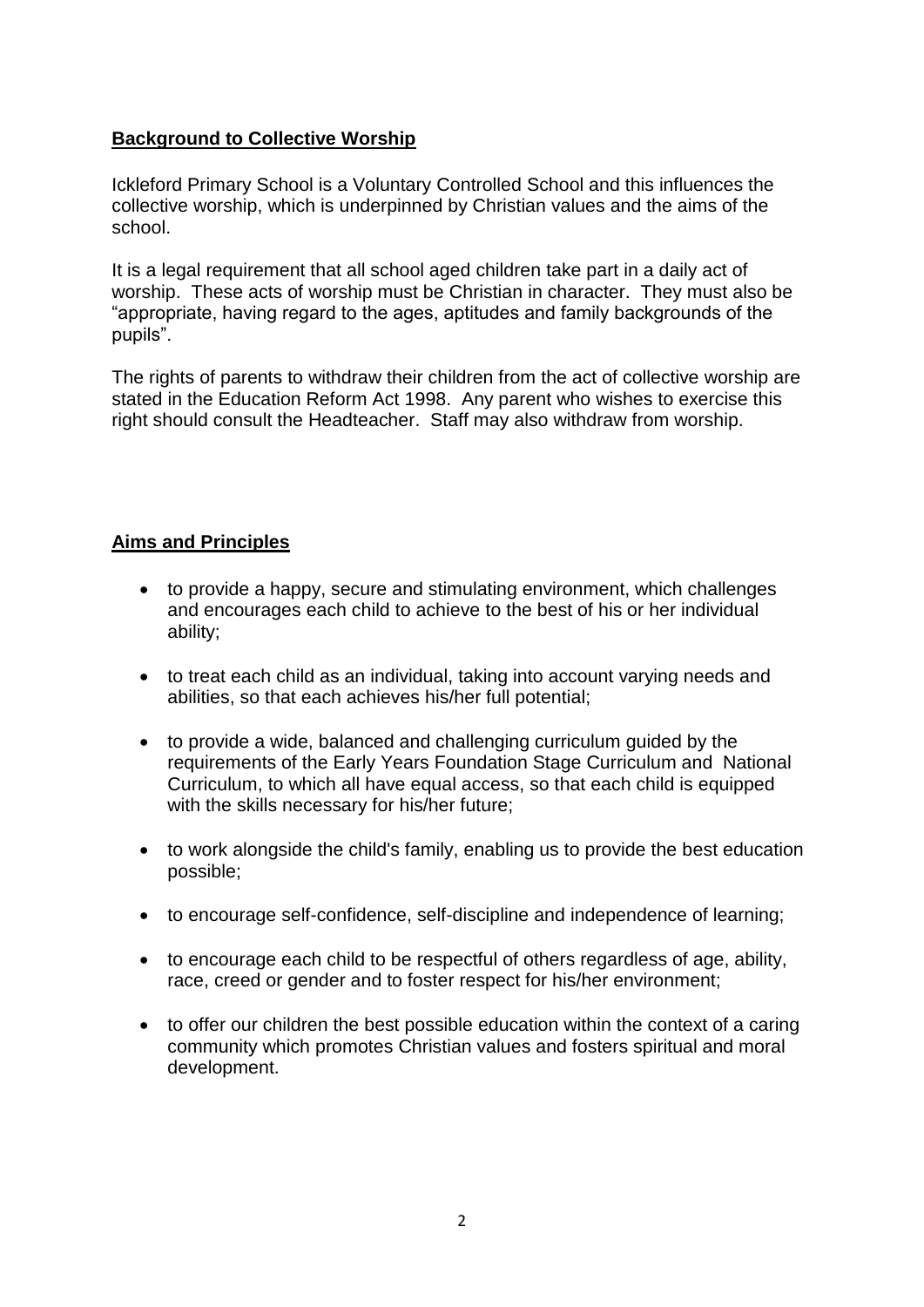## **Background to Collective Worship**

Ickleford Primary School is a Voluntary Controlled School and this influences the collective worship, which is underpinned by Christian values and the aims of the school.

It is a legal requirement that all school aged children take part in a daily act of worship. These acts of worship must be Christian in character. They must also be "appropriate, having regard to the ages, aptitudes and family backgrounds of the pupils".

The rights of parents to withdraw their children from the act of collective worship are stated in the Education Reform Act 1998. Any parent who wishes to exercise this right should consult the Headteacher. Staff may also withdraw from worship.

## **Aims and Principles**

- to provide a happy, secure and stimulating environment, which challenges and encourages each child to achieve to the best of his or her individual ability;
- to treat each child as an individual, taking into account varying needs and abilities, so that each achieves his/her full potential;
- to provide a wide, balanced and challenging curriculum guided by the requirements of the Early Years Foundation Stage Curriculum and National Curriculum, to which all have equal access, so that each child is equipped with the skills necessary for his/her future;
- to work alongside the child's family, enabling us to provide the best education possible;
- to encourage self-confidence, self-discipline and independence of learning;
- to encourage each child to be respectful of others regardless of age, ability, race, creed or gender and to foster respect for his/her environment;
- to offer our children the best possible education within the context of a caring community which promotes Christian values and fosters spiritual and moral development.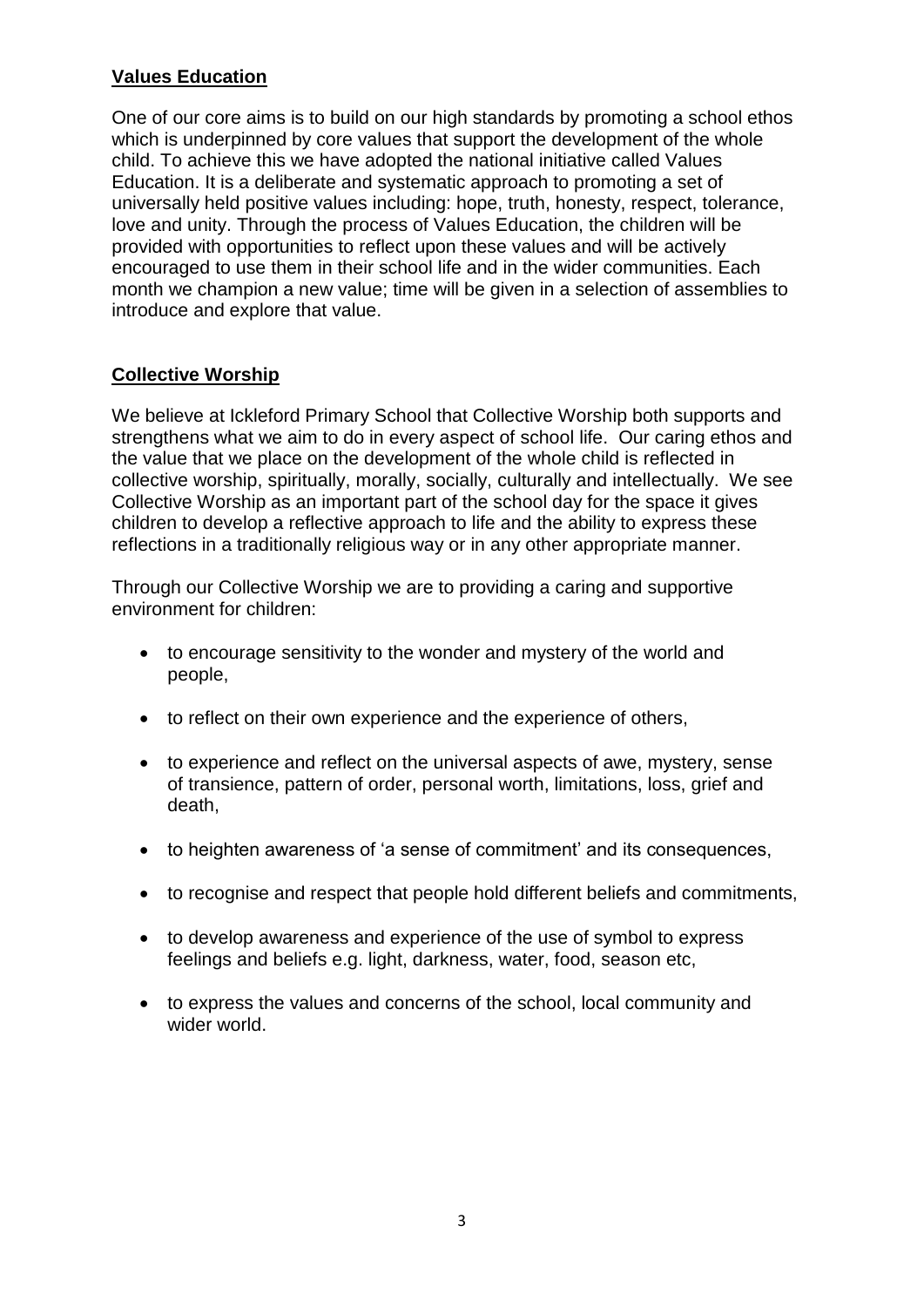## Values Education

One of our core aims is to build on our high standards by promoting a school ethos which is underpinned by core values that support the development of the whole child. To achieve this we have adopted the national initiative called Values Education. It is a deliberate and systematic approach to promoting a set of universally held positive values including: hope, truth, honesty, respect, tolerance, love and unity. Through the process of Values Education, the children will be provided with opportunities to reflect upon these values and will be actively encouraged to use them in their school life and in the wider communities. Each month we champion a new value; time will be given in a selection of assemblies to introduce and explore that value.

## Collective Worship

We believe at Ickleford Primary School that Collective Worship both supports and strengthens what we aim to do in every aspect of school life. Our caring ethos and the value that we place on the development of the whole child is reflected in collective worship, spiritually, morally, socially, culturally and intellectually. We see Collective Worship as an important part of the school day for the space it gives children to develop a reflective approach to life and the ability to express these reflections in a traditionally religious way or in any other appropriate manner.

Through our Collective Worship we are to providing a caring and supportive environment for children:

- to encourage sensitivity to the wonder and mystery of the world and people,
- to reflect on their own experience and the experience of others,
- to experience and reflect on the universal aspects of awe, mystery, sense of transience, pattern of order, personal worth, limitations, loss, grief and death,
- to heighten awareness of 'a sense of commitment' and its consequences,
- to recognise and respect that people hold different beliefs and commitments,
- to develop awareness and experience of the use of symbol to express feelings and beliefs e.g. light, darkness, water, food, season etc,
- to express the values and concerns of the school, local community and wider world.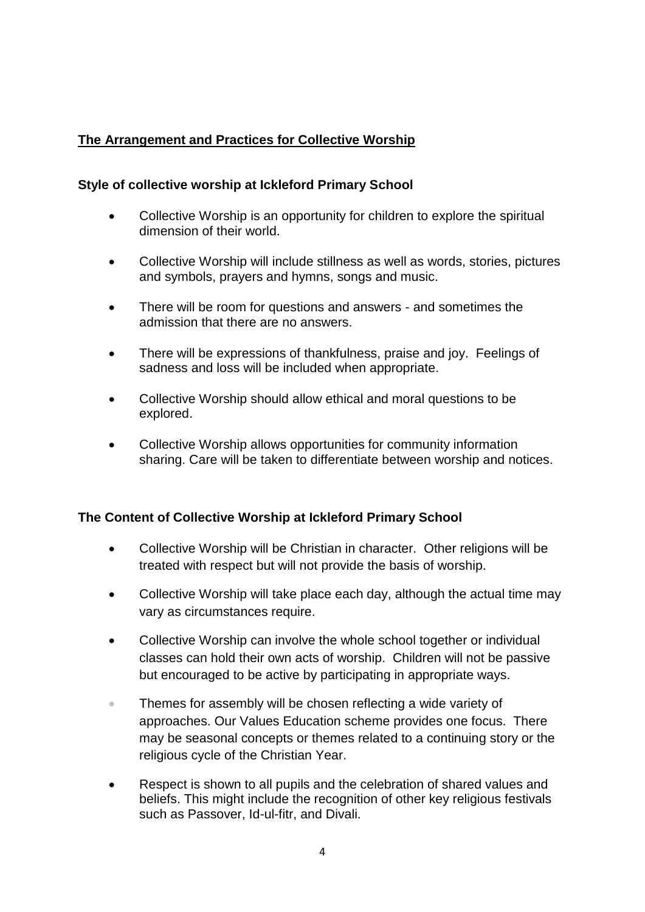## The Arrangement and Practices for Collective Worship

### Style of collective worship at Ickleford Primary School

- Collective Worship is an opportunity for children to explore the spiritual dimension of their world.
- Collective Worship will include stillness as well as words, stories, pictures and symbols, prayers and hymns, songs and music.
- There will be room for questions and answers - and sometimes the admission that there are no answers.
- There will be expressions of thankfulness, praise and joy. Feelings of sadness and loss will be included when appropriate.
- Collective Worship should allow ethical and moral questions to be explored.
- Collective Worship allows opportunities for community information sharing. Care will be taken to differentiate between worship and notices.

### The Content of Collective Worship at Ickleford Primary School

- Collective Worship will be Christian in character. Other religions will be treated with respect but will not provide the basis of worship.
- Collective Worship will take place each day, although the actual time may vary as circumstances require.
- Collective Worship can involve the whole school together or individual classes can hold their own acts of worship. Children will not be passive but encouraged to be active by participating in appropriate ways.
- Themes for assembly will be chosen reflecting a wide variety of approaches. Our Values Education scheme provides one focus. There may be seasonal concepts or themes related to a continuing story or the religious cycle of the Christian Year.
- Respect is shown to all pupils and the celebration of shared values and beliefs. This might include the recognition of other key religious festivals such as Passover, Id-ul-fitr, and Divali.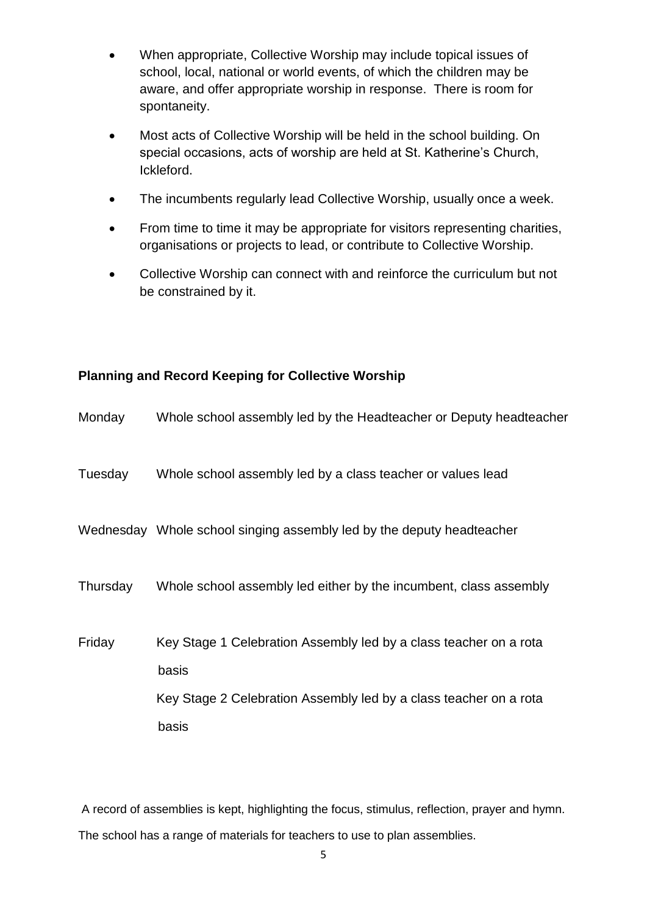- When appropriate, Collective Worship may include topical issues of school, local, national or world events, of which the children may be aware, and offer appropriate worship in response. There is room for spontaneity.
- Most acts of Collective Worship will be held in the school building. On special occasions, acts of worship are held at St. Katherine's Church, Ickleford.
- The incumbents regularly lead Collective Worship, usually once a week.
- From time to time it may be appropriate for visitors representing charities, organisations or projects to lead, or contribute to Collective Worship.
- Collective Worship can connect with and reinforce the curriculum but not be constrained by it.

**Planning and Record Keeping for Collective Worship**

| | |
|---|---|
| Monday | Whole school assembly led by the Headteacher or Deputy headteacher |
| Tuesday | Whole school assembly led by a class teacher or values lead |
| Wednesday | Whole school singing assembly led by the deputy headteacher |
| Thursday | Whole school assembly led either by the incumbent, class assembly |
| Friday | Key Stage 1 Celebration Assembly led by a class teacher on a rota basis<br>Key Stage 2 Celebration Assembly led by a class teacher on a rota basis |

A record of assemblies is kept, highlighting the focus, stimulus, reflection, prayer and hymn.

The school has a range of materials for teachers to use to plan assemblies.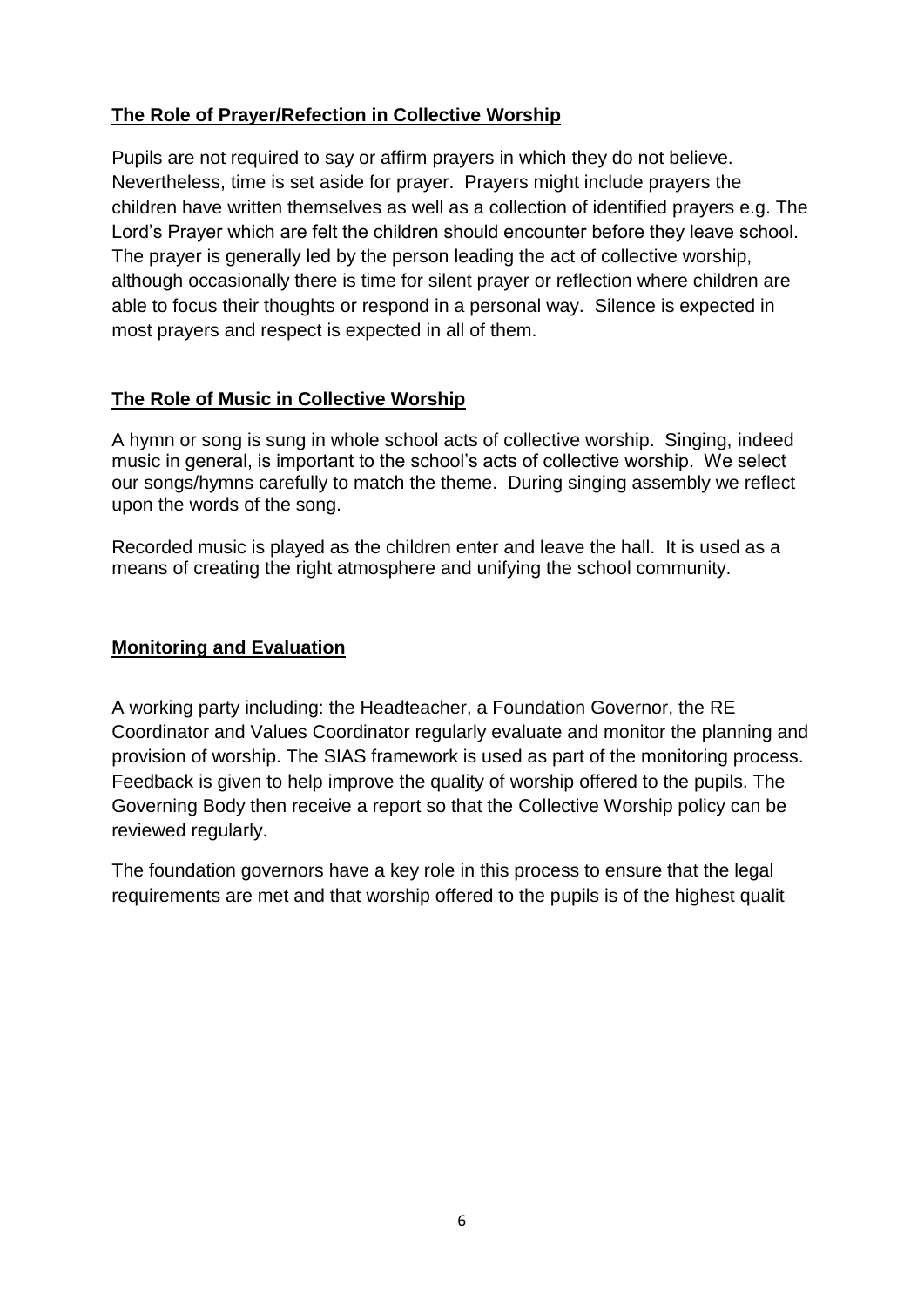## The Role of Prayer/Refection in Collective Worship

Pupils are not required to say or affirm prayers in which they do not believe. Nevertheless, time is set aside for prayer. Prayers might include prayers the children have written themselves as well as a collection of identified prayers e.g. The Lord's Prayer which are felt the children should encounter before they leave school. The prayer is generally led by the person leading the act of collective worship, although occasionally there is time for silent prayer or reflection where children are able to focus their thoughts or respond in a personal way. Silence is expected in most prayers and respect is expected in all of them.

## The Role of Music in Collective Worship

A hymn or song is sung in whole school acts of collective worship. Singing, indeed music in general, is important to the school's acts of collective worship. We select our songs/hymns carefully to match the theme. During singing assembly we reflect upon the words of the song.

Recorded music is played as the children enter and leave the hall. It is used as a means of creating the right atmosphere and unifying the school community.

## Monitoring and Evaluation

A working party including: the Headteacher, a Foundation Governor, the RE Coordinator and Values Coordinator regularly evaluate and monitor the planning and provision of worship. The SIAS framework is used as part of the monitoring process. Feedback is given to help improve the quality of worship offered to the pupils. The Governing Body then receive a report so that the Collective Worship policy can be reviewed regularly.

The foundation governors have a key role in this process to ensure that the legal requirements are met and that worship offered to the pupils is of the highest qualit